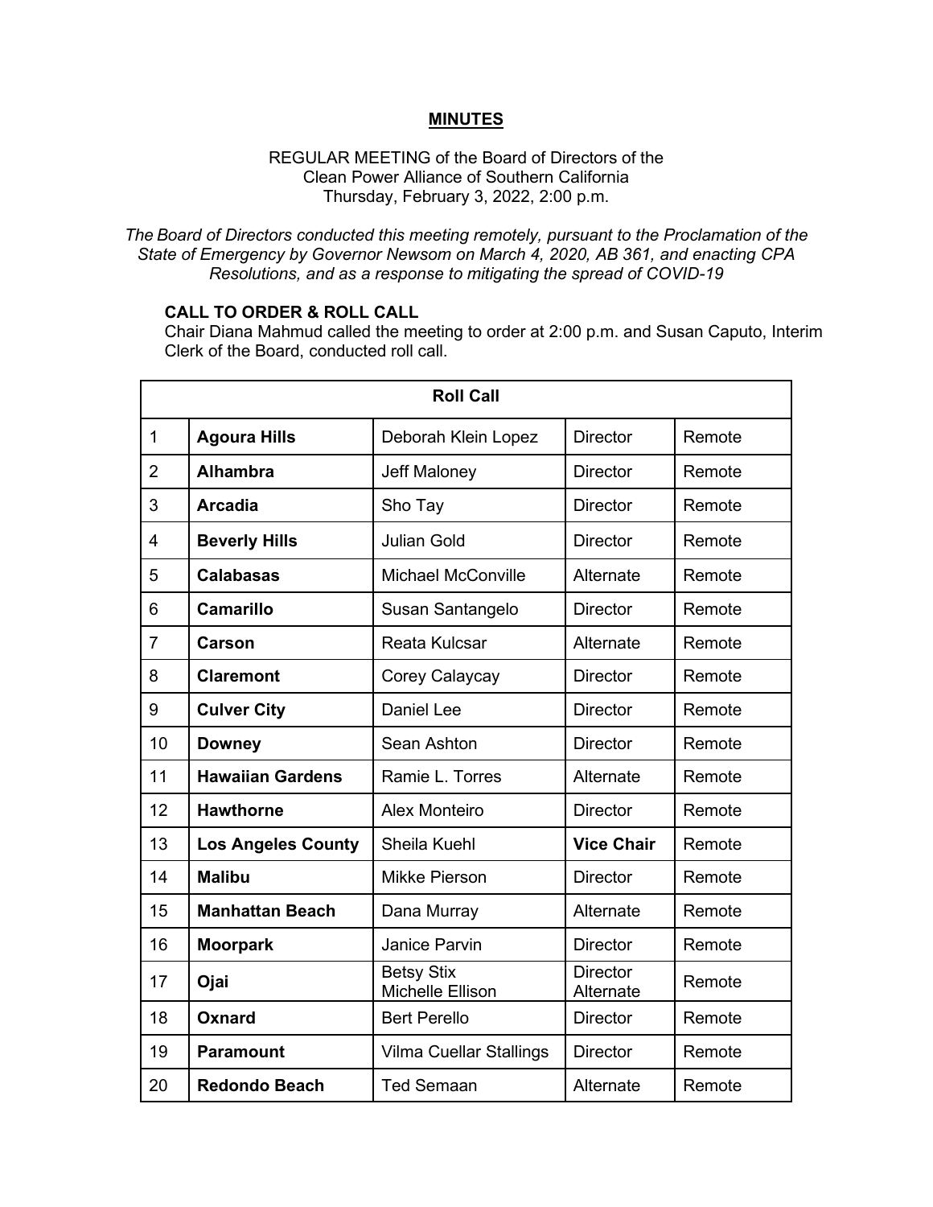# MINUTES

REGULAR MEETING of the Board of Directors of the
Clean Power Alliance of Southern California
Thursday, February 3, 2022, 2:00 p.m.

*The Board of Directors conducted this meeting remotely, pursuant to the Proclamation of the State of Emergency by Governor Newsom on March 4, 2020, AB 361, and enacting CPA Resolutions, and as a response to mitigating the spread of COVID-19*

## CALL TO ORDER & ROLL CALL

Chair Diana Mahmud called the meeting to order at 2:00 p.m. and Susan Caputo, Interim Clerk of the Board, conducted roll call.

| Roll Call | | | | |
|---|---|---|---|---|
| 1 | **Agoura Hills** | Deborah Klein Lopez | Director | Remote |
| 2 | **Alhambra** | Jeff Maloney | Director | Remote |
| 3 | **Arcadia** | Sho Tay | Director | Remote |
| 4 | **Beverly Hills** | Julian Gold | Director | Remote |
| 5 | **Calabasas** | Michael McConville | Alternate | Remote |
| 6 | **Camarillo** | Susan Santangelo | Director | Remote |
| 7 | **Carson** | Reata Kulcsar | Alternate | Remote |
| 8 | **Claremont** | Corey Calaycay | Director | Remote |
| 9 | **Culver City** | Daniel Lee | Director | Remote |
| 10 | **Downey** | Sean Ashton | Director | Remote |
| 11 | **Hawaiian Gardens** | Ramie L. Torres | Alternate | Remote |
| 12 | **Hawthorne** | Alex Monteiro | Director | Remote |
| 13 | **Los Angeles County** | Sheila Kuehl | **Vice Chair** | Remote |
| 14 | **Malibu** | Mikke Pierson | Director | Remote |
| 15 | **Manhattan Beach** | Dana Murray | Alternate | Remote |
| 16 | **Moorpark** | Janice Parvin | Director | Remote |
| 17 | **Ojai** | Betsy Stix<br>Michelle Ellison | Director<br>Alternate | Remote |
| 18 | **Oxnard** | Bert Perello | Director | Remote |
| 19 | **Paramount** | Vilma Cuellar Stallings | Director | Remote |
| 20 | **Redondo Beach** | Ted Semaan | Alternate | Remote |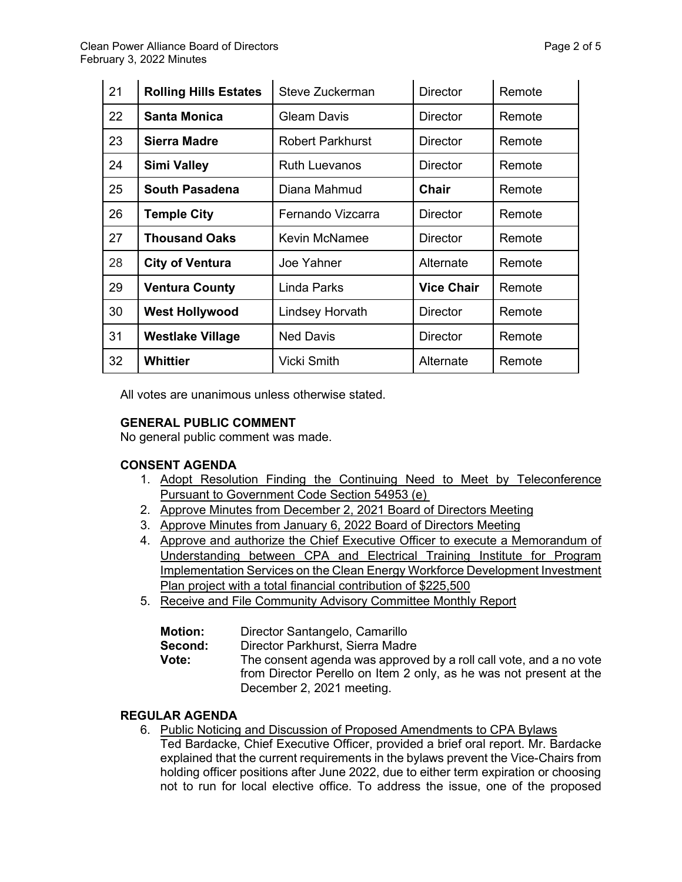| 21 | **Rolling Hills Estates** | Steve Zuckerman | Director | Remote |
|---|---|---|---|---|
| 22 | **Santa Monica** | Gleam Davis | Director | Remote |
| 23 | **Sierra Madre** | Robert Parkhurst | Director | Remote |
| 24 | **Simi Valley** | Ruth Luevanos | Director | Remote |
| 25 | **South Pasadena** | Diana Mahmud | **Chair** | Remote |
| 26 | **Temple City** | Fernando Vizcarra | Director | Remote |
| 27 | **Thousand Oaks** | Kevin McNamee | Director | Remote |
| 28 | **City of Ventura** | Joe Yahner | Alternate | Remote |
| 29 | **Ventura County** | Linda Parks | **Vice Chair** | Remote |
| 30 | **West Hollywood** | Lindsey Horvath | Director | Remote |
| 31 | **Westlake Village** | Ned Davis | Director | Remote |
| 32 | **Whittier** | Vicki Smith | Alternate | Remote |

All votes are unanimous unless otherwise stated.

**GENERAL PUBLIC COMMENT**

No general public comment was made.

**CONSENT AGENDA**

1. Adopt Resolution Finding the Continuing Need to Meet by Teleconference Pursuant to Government Code Section 54953 (e)
2. Approve Minutes from December 2, 2021 Board of Directors Meeting
3. Approve Minutes from January 6, 2022 Board of Directors Meeting
4. Approve and authorize the Chief Executive Officer to execute a Memorandum of Understanding between CPA and Electrical Training Institute for Program Implementation Services on the Clean Energy Workforce Development Investment Plan project with a total financial contribution of $225,500
5. Receive and File Community Advisory Committee Monthly Report

**Motion:** Director Santangelo, Camarillo
**Second:** Director Parkhurst, Sierra Madre
**Vote:** The consent agenda was approved by a roll call vote, and a no vote from Director Perello on Item 2 only, as he was not present at the December 2, 2021 meeting.

**REGULAR AGENDA**

6. Public Noticing and Discussion of Proposed Amendments to CPA Bylaws
Ted Bardacke, Chief Executive Officer, provided a brief oral report. Mr. Bardacke explained that the current requirements in the bylaws prevent the Vice-Chairs from holding officer positions after June 2022, due to either term expiration or choosing not to run for local elective office. To address the issue, one of the proposed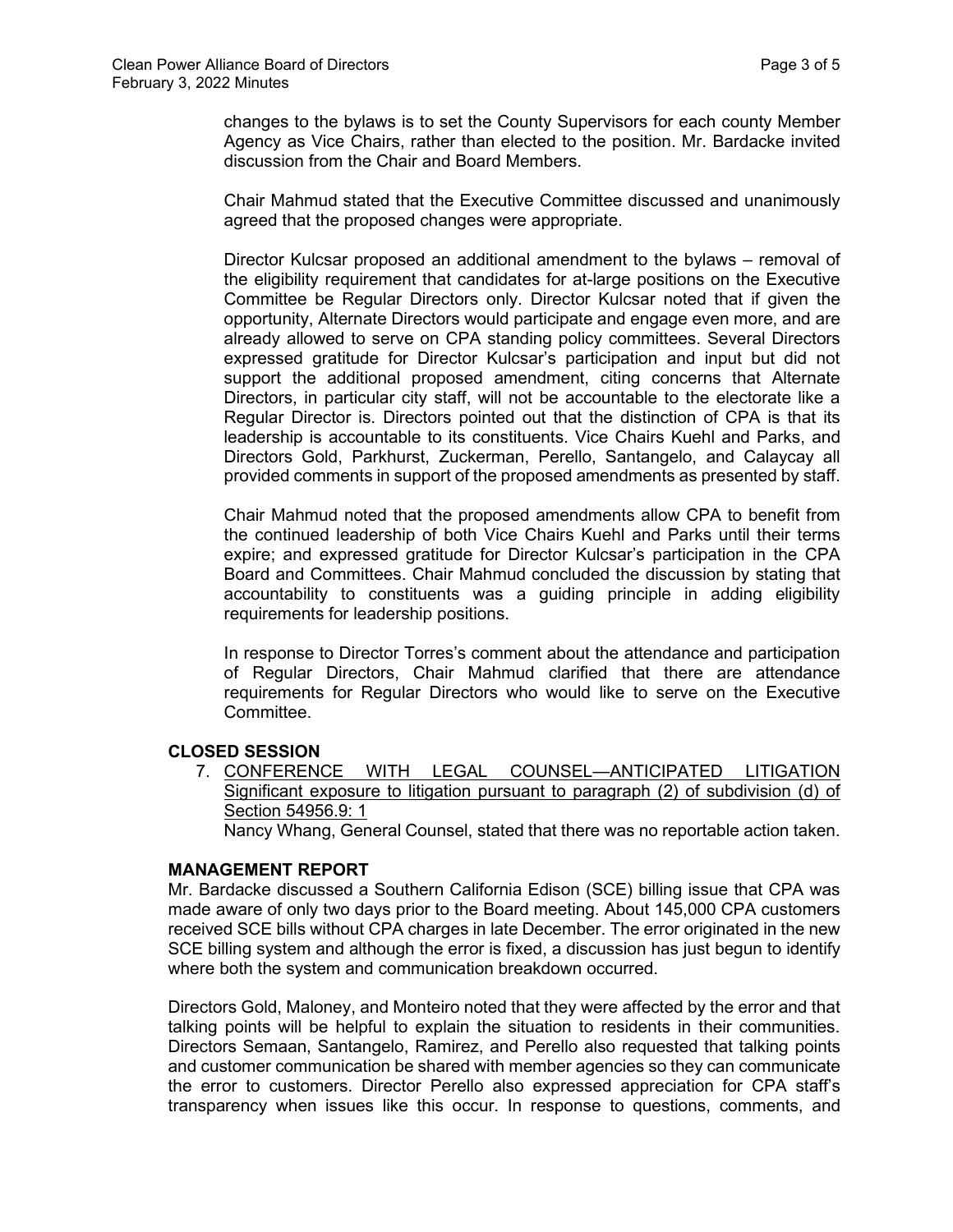changes to the bylaws is to set the County Supervisors for each county Member Agency as Vice Chairs, rather than elected to the position. Mr. Bardacke invited discussion from the Chair and Board Members.

Chair Mahmud stated that the Executive Committee discussed and unanimously agreed that the proposed changes were appropriate.

Director Kulcsar proposed an additional amendment to the bylaws – removal of the eligibility requirement that candidates for at-large positions on the Executive Committee be Regular Directors only. Director Kulcsar noted that if given the opportunity, Alternate Directors would participate and engage even more, and are already allowed to serve on CPA standing policy committees. Several Directors expressed gratitude for Director Kulcsar's participation and input but did not support the additional proposed amendment, citing concerns that Alternate Directors, in particular city staff, will not be accountable to the electorate like a Regular Director is. Directors pointed out that the distinction of CPA is that its leadership is accountable to its constituents. Vice Chairs Kuehl and Parks, and Directors Gold, Parkhurst, Zuckerman, Perello, Santangelo, and Calaycay all provided comments in support of the proposed amendments as presented by staff.

Chair Mahmud noted that the proposed amendments allow CPA to benefit from the continued leadership of both Vice Chairs Kuehl and Parks until their terms expire; and expressed gratitude for Director Kulcsar's participation in the CPA Board and Committees. Chair Mahmud concluded the discussion by stating that accountability to constituents was a guiding principle in adding eligibility requirements for leadership positions.

In response to Director Torres's comment about the attendance and participation of Regular Directors, Chair Mahmud clarified that there are attendance requirements for Regular Directors who would like to serve on the Executive Committee.

**CLOSED SESSION**

7. CONFERENCE WITH LEGAL COUNSEL—ANTICIPATED LITIGATION Significant exposure to litigation pursuant to paragraph (2) of subdivision (d) of Section 54956.9: 1

   Nancy Whang, General Counsel, stated that there was no reportable action taken.

**MANAGEMENT REPORT**

Mr. Bardacke discussed a Southern California Edison (SCE) billing issue that CPA was made aware of only two days prior to the Board meeting. About 145,000 CPA customers received SCE bills without CPA charges in late December. The error originated in the new SCE billing system and although the error is fixed, a discussion has just begun to identify where both the system and communication breakdown occurred.

Directors Gold, Maloney, and Monteiro noted that they were affected by the error and that talking points will be helpful to explain the situation to residents in their communities. Directors Semaan, Santangelo, Ramirez, and Perello also requested that talking points and customer communication be shared with member agencies so they can communicate the error to customers. Director Perello also expressed appreciation for CPA staff's transparency when issues like this occur. In response to questions, comments, and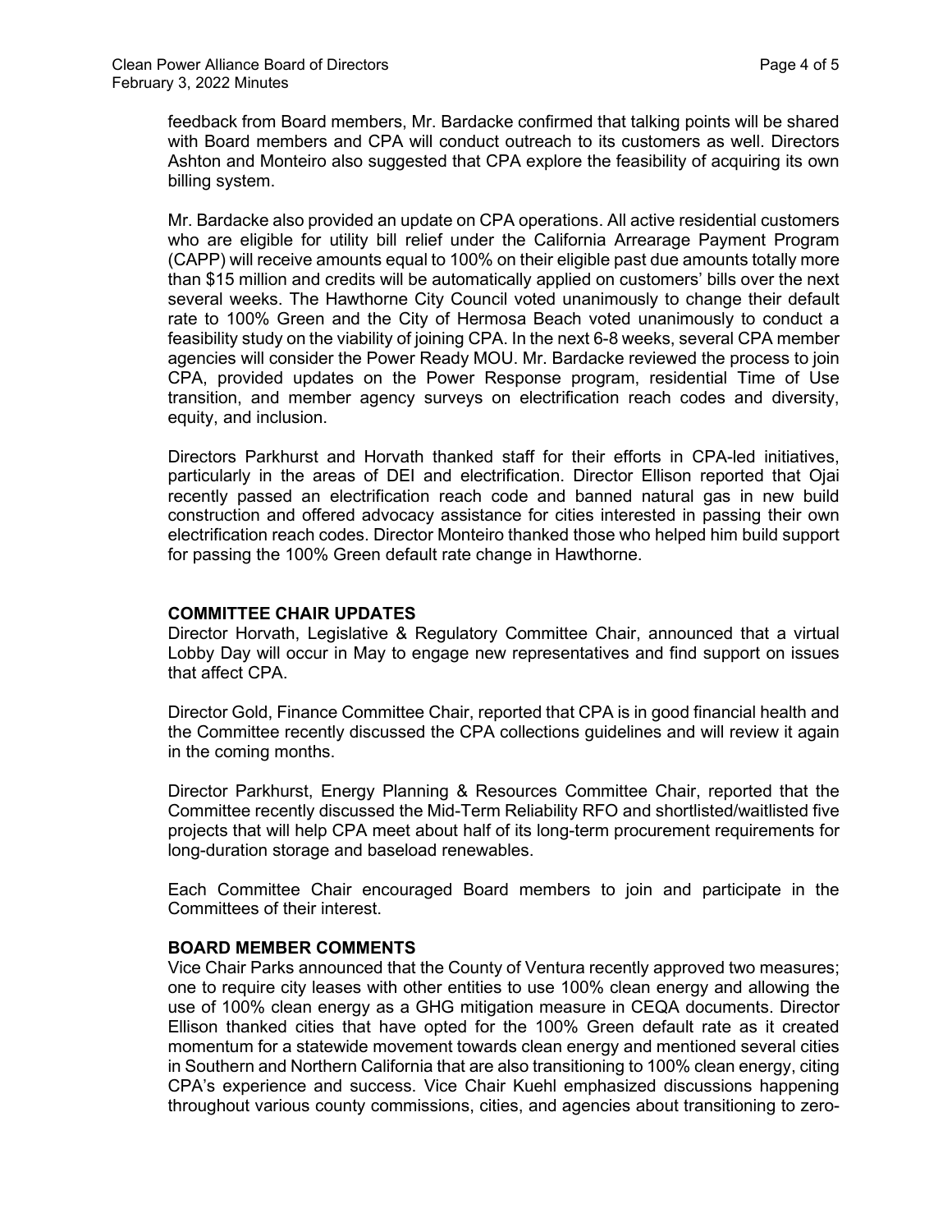feedback from Board members, Mr. Bardacke confirmed that talking points will be shared with Board members and CPA will conduct outreach to its customers as well. Directors Ashton and Monteiro also suggested that CPA explore the feasibility of acquiring its own billing system.

Mr. Bardacke also provided an update on CPA operations. All active residential customers who are eligible for utility bill relief under the California Arrearage Payment Program (CAPP) will receive amounts equal to 100% on their eligible past due amounts totally more than $15 million and credits will be automatically applied on customers' bills over the next several weeks. The Hawthorne City Council voted unanimously to change their default rate to 100% Green and the City of Hermosa Beach voted unanimously to conduct a feasibility study on the viability of joining CPA. In the next 6-8 weeks, several CPA member agencies will consider the Power Ready MOU. Mr. Bardacke reviewed the process to join CPA, provided updates on the Power Response program, residential Time of Use transition, and member agency surveys on electrification reach codes and diversity, equity, and inclusion.

Directors Parkhurst and Horvath thanked staff for their efforts in CPA-led initiatives, particularly in the areas of DEI and electrification. Director Ellison reported that Ojai recently passed an electrification reach code and banned natural gas in new build construction and offered advocacy assistance for cities interested in passing their own electrification reach codes. Director Monteiro thanked those who helped him build support for passing the 100% Green default rate change in Hawthorne.

**COMMITTEE CHAIR UPDATES**

Director Horvath, Legislative & Regulatory Committee Chair, announced that a virtual Lobby Day will occur in May to engage new representatives and find support on issues that affect CPA.

Director Gold, Finance Committee Chair, reported that CPA is in good financial health and the Committee recently discussed the CPA collections guidelines and will review it again in the coming months.

Director Parkhurst, Energy Planning & Resources Committee Chair, reported that the Committee recently discussed the Mid-Term Reliability RFO and shortlisted/waitlisted five projects that will help CPA meet about half of its long-term procurement requirements for long-duration storage and baseload renewables.

Each Committee Chair encouraged Board members to join and participate in the Committees of their interest.

**BOARD MEMBER COMMENTS**

Vice Chair Parks announced that the County of Ventura recently approved two measures; one to require city leases with other entities to use 100% clean energy and allowing the use of 100% clean energy as a GHG mitigation measure in CEQA documents. Director Ellison thanked cities that have opted for the 100% Green default rate as it created momentum for a statewide movement towards clean energy and mentioned several cities in Southern and Northern California that are also transitioning to 100% clean energy, citing CPA's experience and success. Vice Chair Kuehl emphasized discussions happening throughout various county commissions, cities, and agencies about transitioning to zero-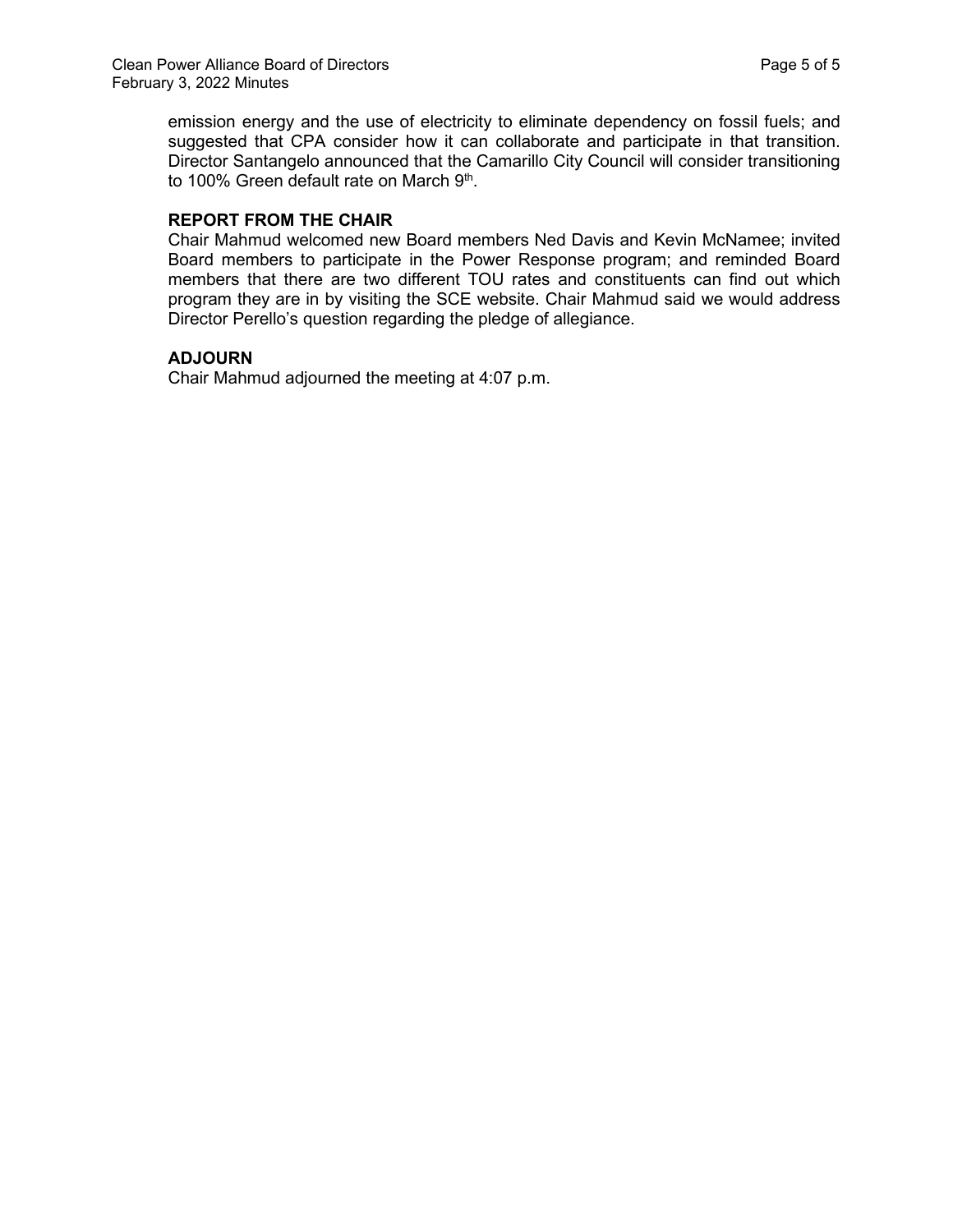emission energy and the use of electricity to eliminate dependency on fossil fuels; and suggested that CPA consider how it can collaborate and participate in that transition. Director Santangelo announced that the Camarillo City Council will consider transitioning to 100% Green default rate on March 9th.

**REPORT FROM THE CHAIR**

Chair Mahmud welcomed new Board members Ned Davis and Kevin McNamee; invited Board members to participate in the Power Response program; and reminded Board members that there are two different TOU rates and constituents can find out which program they are in by visiting the SCE website. Chair Mahmud said we would address Director Perello's question regarding the pledge of allegiance.

**ADJOURN**

Chair Mahmud adjourned the meeting at 4:07 p.m.